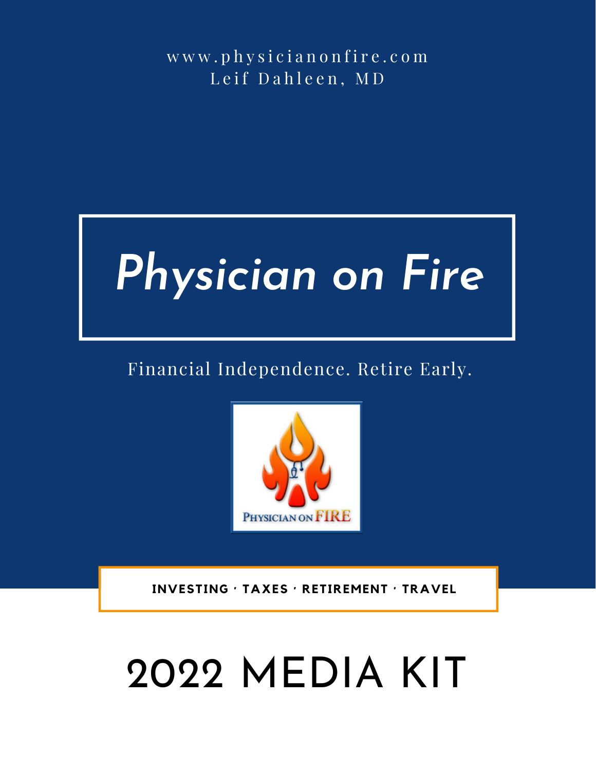www.physicianonfire.com
Leif Dahleen, MD

# *Physician on Fire*

Financial Independence. Retire Early.

PHYSICIAN ON FIRE

**INVESTING · TAXES · RETIREMENT · TRAVEL**

# 2022 MEDIA KIT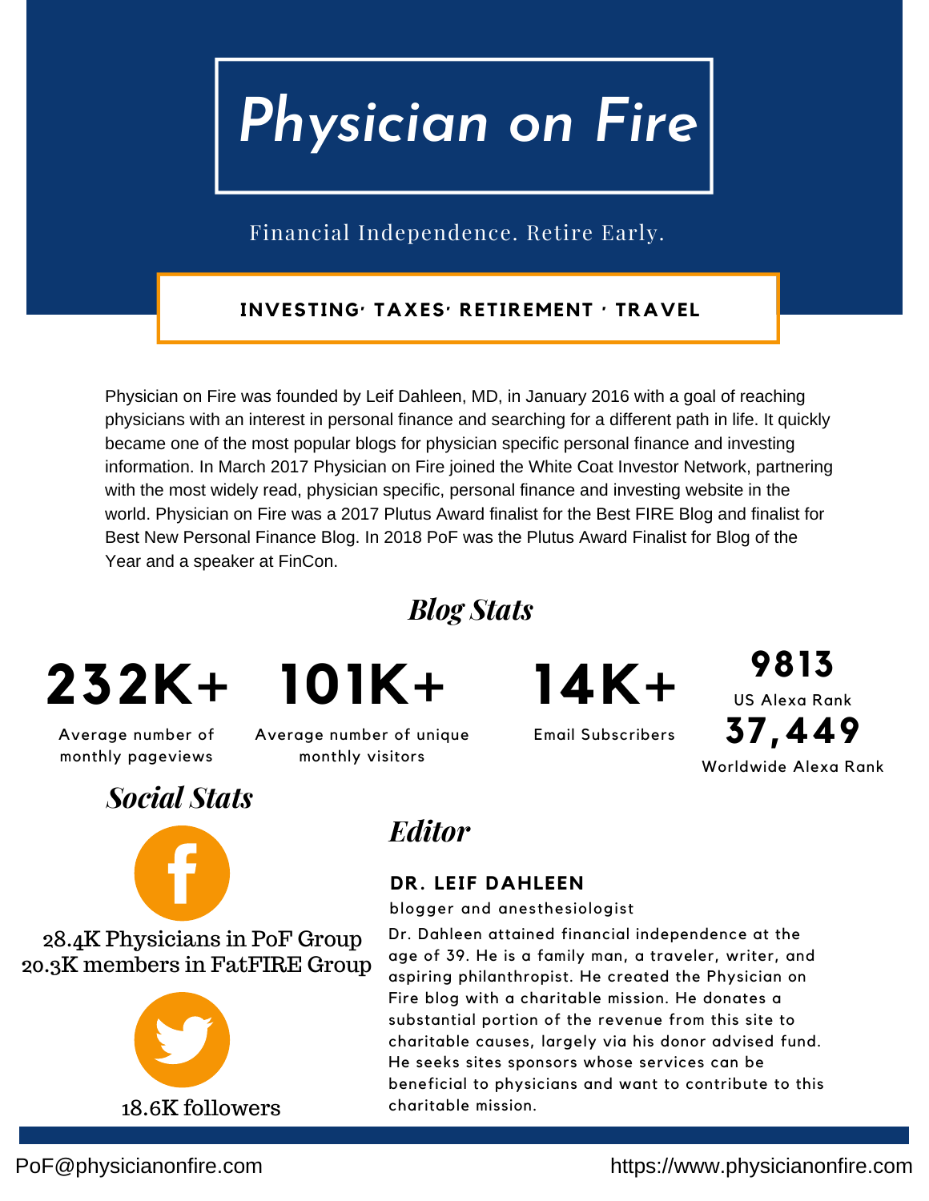# Physician on Fire

Financial Independence. Retire Early.

**INVESTING· TAXES· RETIREMENT · TRAVEL**

Physician on Fire was founded by Leif Dahleen, MD, in January 2016 with a goal of reaching physicians with an interest in personal finance and searching for a different path in life. It quickly became one of the most popular blogs for physician specific personal finance and investing information. In March 2017 Physician on Fire joined the White Coat Investor Network, partnering with the most widely read, physician specific, personal finance and investing website in the world. Physician on Fire was a 2017 Plutus Award finalist for the Best FIRE Blog and finalist for Best New Personal Finance Blog. In 2018 PoF was the Plutus Award Finalist for Blog of the Year and a speaker at FinCon.

## *Blog Stats*

**232K+**
Average number of monthly pageviews

**101K+**
Average number of unique monthly visitors

**14K+**
Email Subscribers

**9813**
US Alexa Rank

**37,449**
Worldwide Alexa Rank

## *Social Stats*

28.4K Physicians in PoF Group
20.3K members in FatFIRE Group

18.6K followers

## *Editor*

**DR. LEIF DAHLEEN**

blogger and anesthesiologist

Dr. Dahleen attained financial independence at the age of 39. He is a family man, a traveler, writer, and aspiring philanthropist. He created the Physician on Fire blog with a charitable mission. He donates a substantial portion of the revenue from this site to charitable causes, largely via his donor advised fund. He seeks sites sponsors whose services can be beneficial to physicians and want to contribute to this charitable mission.

PoF@physicianonfire.com

https://www.physicianonfire.com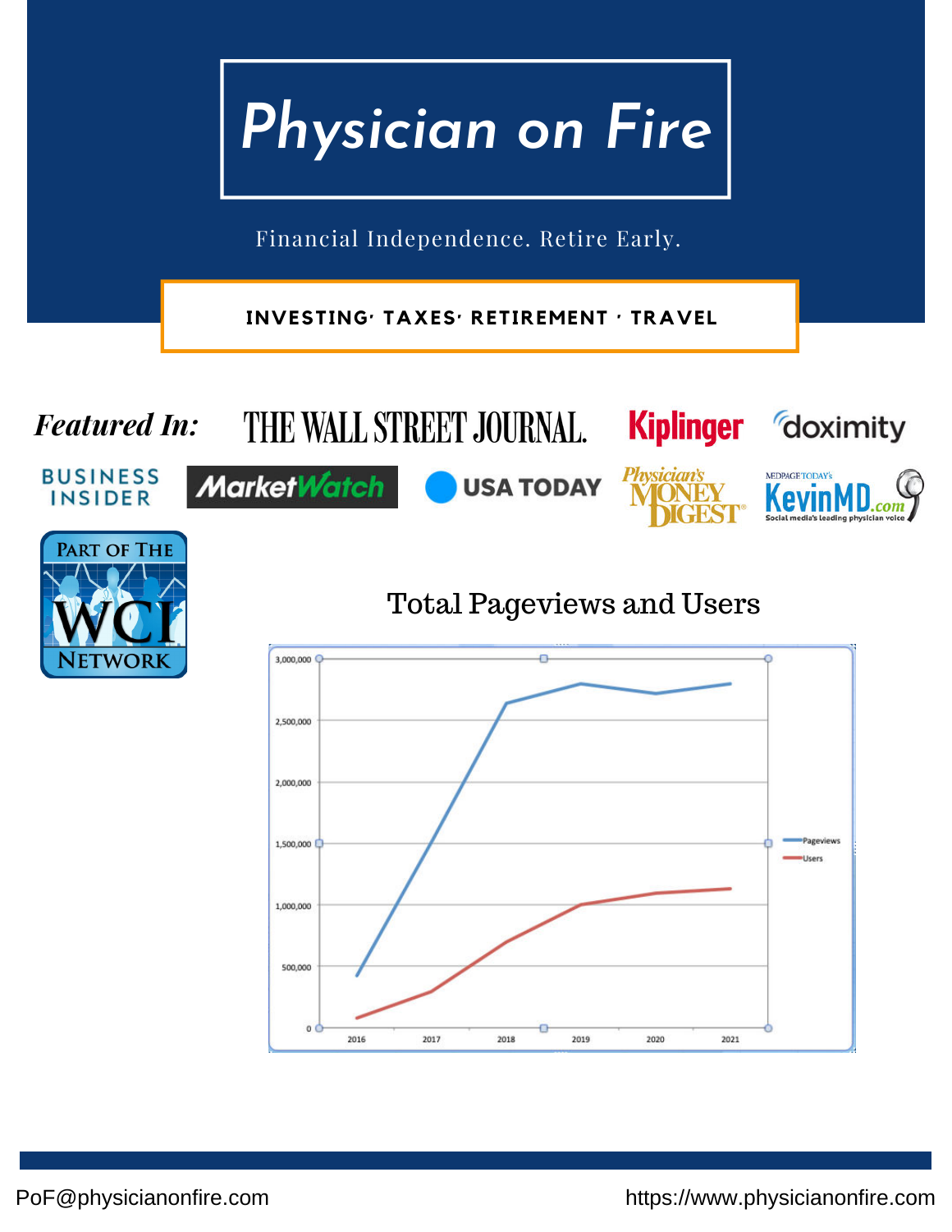# Physician on Fire

Financial Independence. Retire Early.

**INVESTING· TAXES· RETIREMENT · TRAVEL**

***Featured In:*** THE WALL STREET JOURNAL. Kiplinger doximity BUSINESS INSIDER MarketWatch USA TODAY Physician's MONEY DIGEST MEDPAGE TODAY's KevinMD.com Social media's leading physician voice

PART OF THE WCI NETWORK

## Total Pageviews and Users

PoF@physicianonfire.com

https://www.physicianonfire.com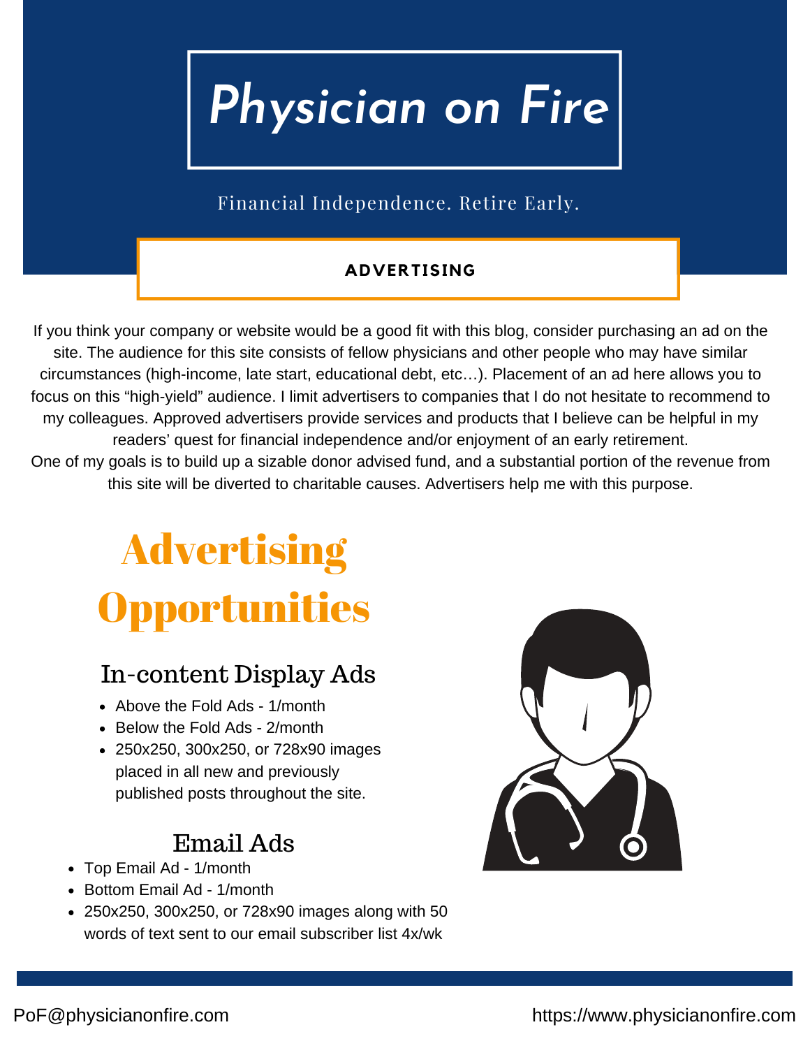# Physician on Fire

Financial Independence. Retire Early.

## ADVERTISING

If you think your company or website would be a good fit with this blog, consider purchasing an ad on the site. The audience for this site consists of fellow physicians and other people who may have similar circumstances (high-income, late start, educational debt, etc…). Placement of an ad here allows you to focus on this "high-yield" audience. I limit advertisers to companies that I do not hesitate to recommend to my colleagues. Approved advertisers provide services and products that I believe can be helpful in my readers' quest for financial independence and/or enjoyment of an early retirement.

One of my goals is to build up a sizable donor advised fund, and a substantial portion of the revenue from this site will be diverted to charitable causes. Advertisers help me with this purpose.

## Advertising Opportunities

### In-content Display Ads

- Above the Fold Ads - 1/month
- Below the Fold Ads - 2/month
- 250x250, 300x250, or 728x90 images placed in all new and previously published posts throughout the site.

### Email Ads

- Top Email Ad - 1/month
- Bottom Email Ad - 1/month
- 250x250, 300x250, or 728x90 images along with 50 words of text sent to our email subscriber list 4x/wk

PoF@physicianonfire.com

https://www.physicianonfire.com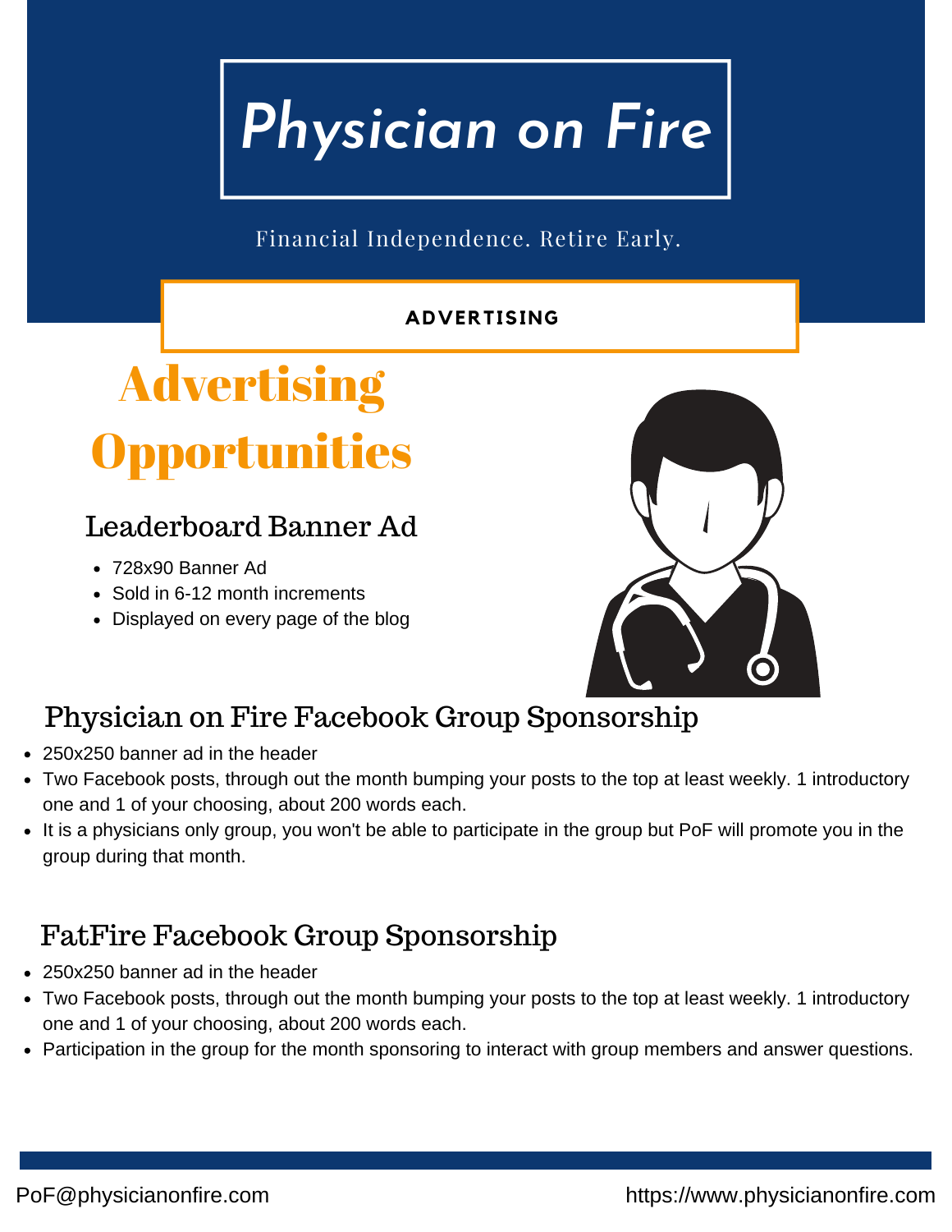# Physician on Fire

Financial Independence. Retire Early.

**ADVERTISING**

## Advertising Opportunities

### Leaderboard Banner Ad

- 728x90 Banner Ad
- Sold in 6-12 month increments
- Displayed on every page of the blog

### Physician on Fire Facebook Group Sponsorship

- 250x250 banner ad in the header
- Two Facebook posts, through out the month bumping your posts to the top at least weekly. 1 introductory one and 1 of your choosing, about 200 words each.
- It is a physicians only group, you won't be able to participate in the group but PoF will promote you in the group during that month.

### FatFire Facebook Group Sponsorship

- 250x250 banner ad in the header
- Two Facebook posts, through out the month bumping your posts to the top at least weekly. 1 introductory one and 1 of your choosing, about 200 words each.
- Participation in the group for the month sponsoring to interact with group members and answer questions.

PoF@physicianonfire.com https://www.physicianonfire.com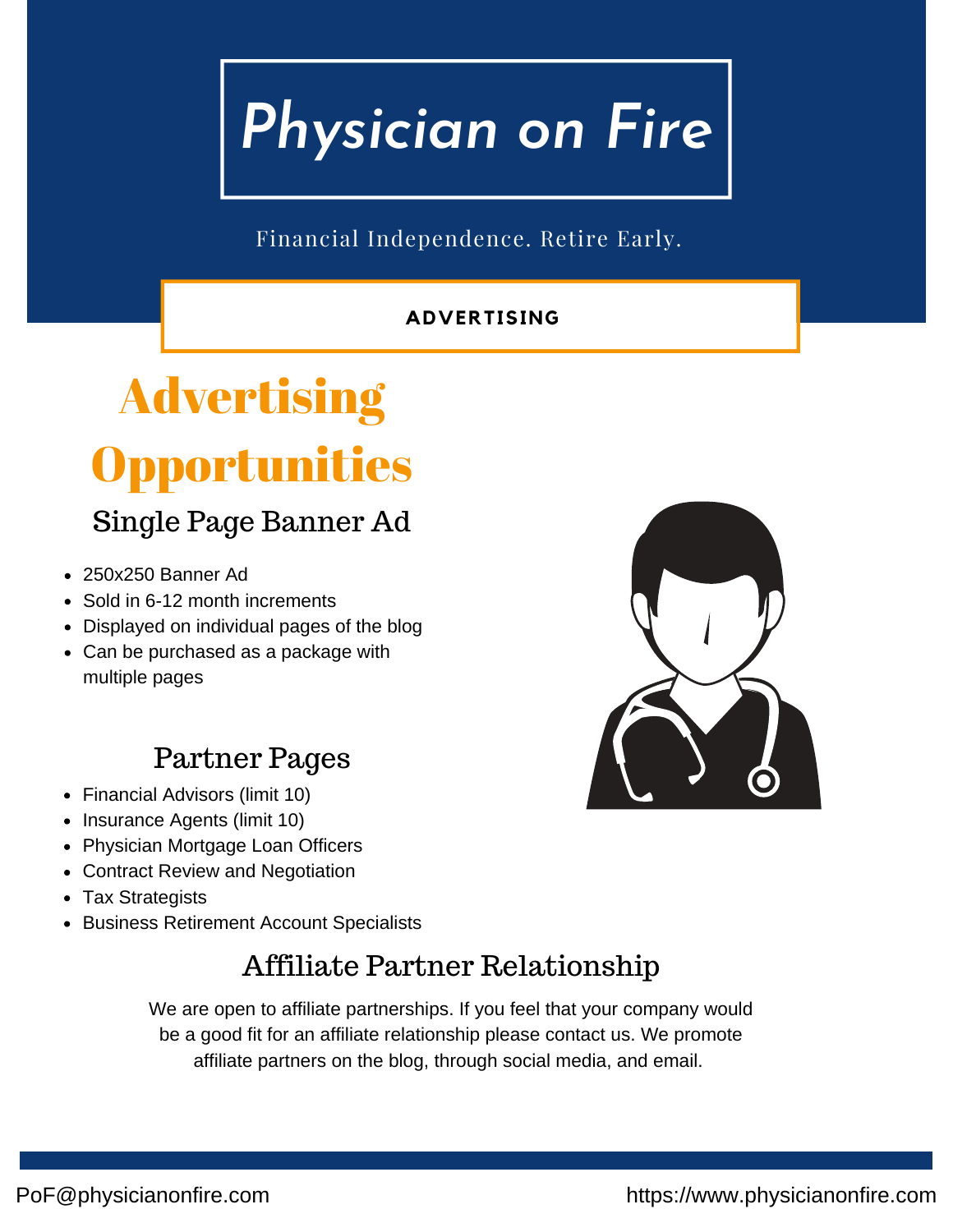# Physician on Fire

Financial Independence. Retire Early.

**ADVERTISING**

## Advertising Opportunities

### Single Page Banner Ad

- 250x250 Banner Ad
- Sold in 6-12 month increments
- Displayed on individual pages of the blog
- Can be purchased as a package with multiple pages

### Partner Pages

- Financial Advisors (limit 10)
- Insurance Agents (limit 10)
- Physician Mortgage Loan Officers
- Contract Review and Negotiation
- Tax Strategists
- Business Retirement Account Specialists

### Affiliate Partner Relationship

We are open to affiliate partnerships. If you feel that your company would be a good fit for an affiliate relationship please contact us. We promote affiliate partners on the blog, through social media, and email.

PoF@physicianonfire.com

https://www.physicianonfire.com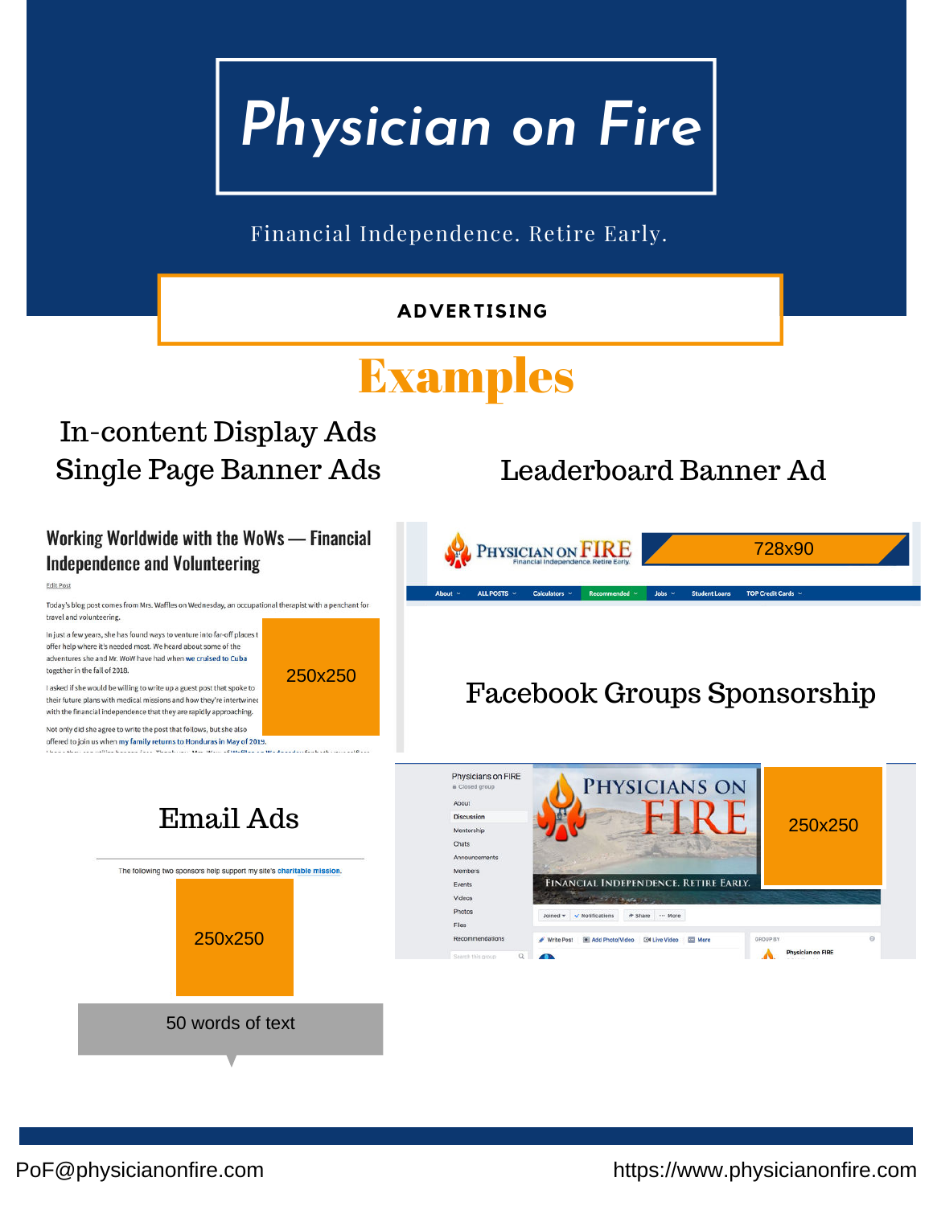# Physician on Fire

Financial Independence. Retire Early.

**ADVERTISING**

## Examples

### In-content Display Ads
### Single Page Banner Ads

250x250

### Leaderboard Banner Ad

728x90

### Facebook Groups Sponsorship

250x250

### Email Ads

The following two sponsors help support my site's charitable mission.

250x250

50 words of text

PoF@physicianonfire.com

https://www.physicianonfire.com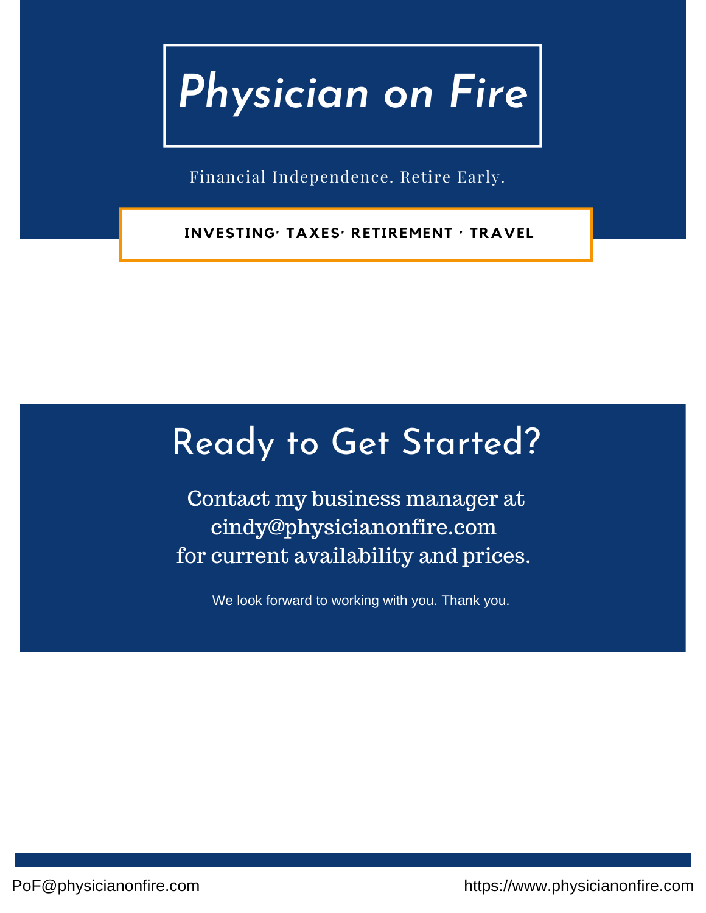# Physician on Fire

Financial Independence. Retire Early.

**INVESTING· TAXES· RETIREMENT · TRAVEL**

## Ready to Get Started?

Contact my business manager at
cindy@physicianonfire.com
for current availability and prices.

We look forward to working with you. Thank you.

PoF@physicianonfire.com https://www.physicianonfire.com